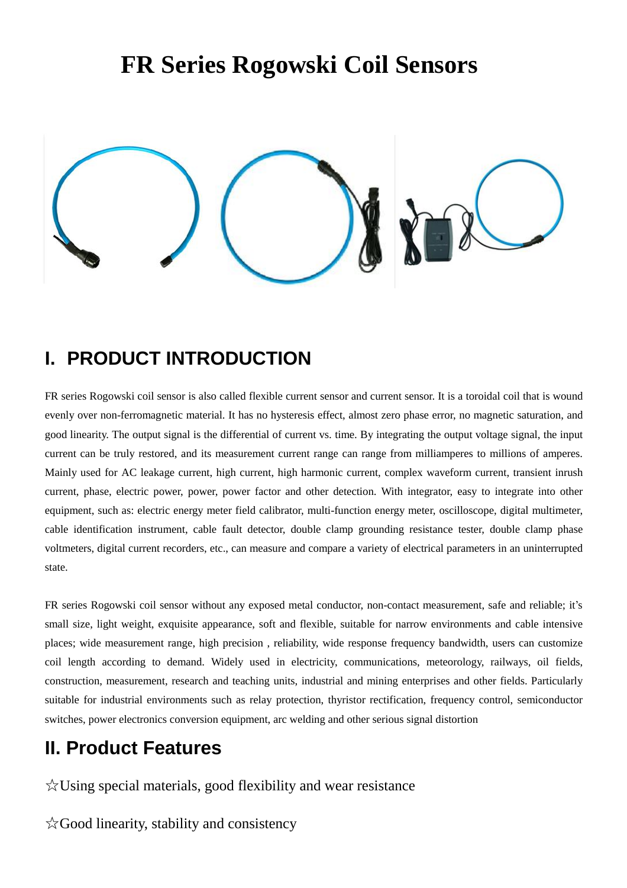# FR Series Rogowski Coil Sensors

## I. PRODUCT INTRODUCTION

FR series Rogowski coil sensor is also called flexible current sensor and current sensor. It is a toroidal coil that is wound evenly over non-ferromagnetic material. It has no hysteresis effect, almost zero phase error, no magnetic saturation, and good linearity. The output signal is the differential of current vs. time. By integrating the output voltage signal, the input current can be truly restored, and its measurement current range can range from milliamperes to millions of amperes. Mainly used for AC leakage current, high current, high harmonic current, complex waveform current, transient inrush current, phase, electric power, power, power factor and other detection. With integrator, easy to integrate into other equipment, such as: electric energy meter field calibrator, multi-function energy meter, oscilloscope, digital multimeter, cable identification instrument, cable fault detector, double clamp grounding resistance tester, double clamp phase voltmeters, digital current recorders, etc., can measure and compare a variety of electrical parameters in an uninterrupted state.

FR series Rogowski coil sensor without any exposed metal conductor, non-contact measurement, safe and reliable; it's small size, light weight, exquisite appearance, soft and flexible, suitable for narrow environments and cable intensive places; wide measurement range, high precision , reliability, wide response frequency bandwidth, users can customize coil length according to demand. Widely used in electricity, communications, meteorology, railways, oil fields, construction, measurement, research and teaching units, industrial and mining enterprises and other fields. Particularly suitable for industrial environments such as relay protection, thyristor rectification, frequency control, semiconductor switches, power electronics conversion equipment, arc welding and other serious signal distortion

## II. Product Features

☆Using special materials, good flexibility and wear resistance

☆Good linearity, stability and consistency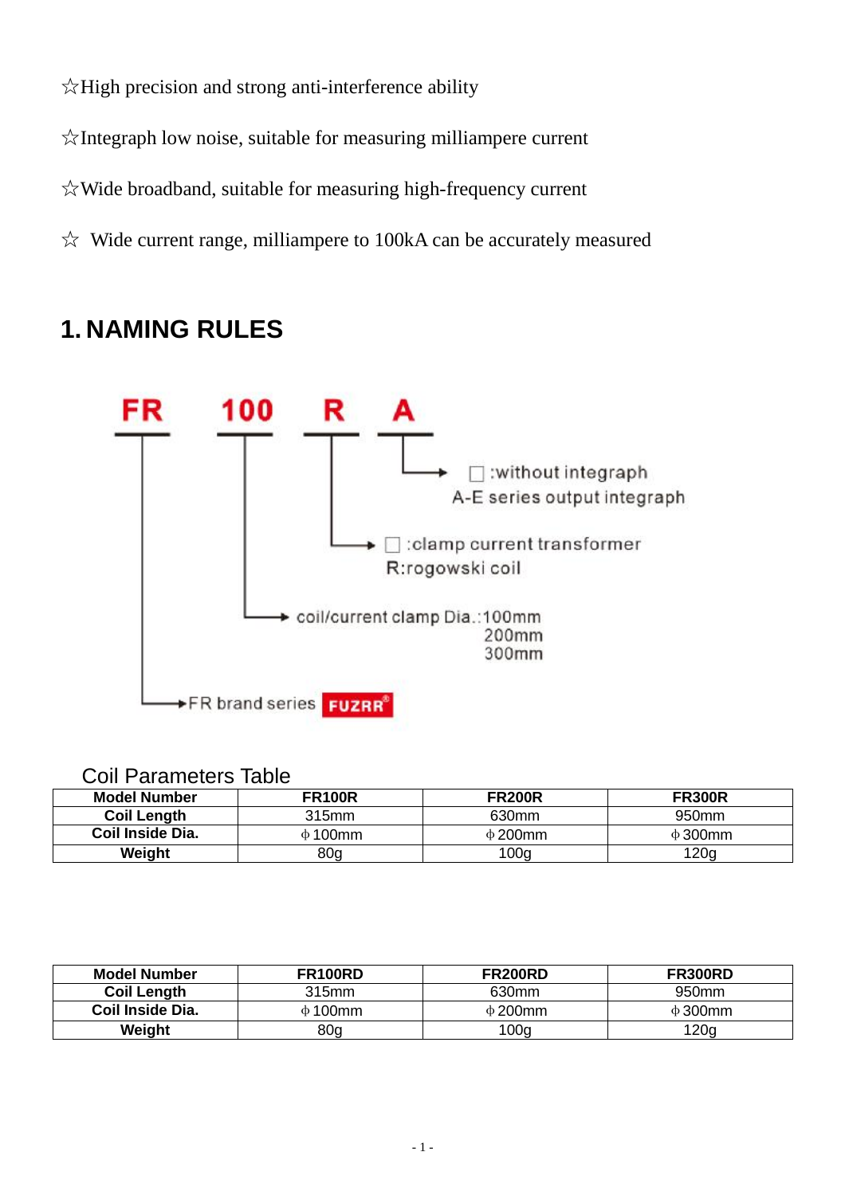☆High precision and strong anti-interference ability

☆Integraph low noise, suitable for measuring milliampere current

☆Wide broadband, suitable for measuring high-frequency current

☆ Wide current range, milliampere to 100kA can be accurately measured

## 1. NAMING RULES

FR 100 R A

- A: □ :without integraph; A-E series output integraph
- R: □ :clamp current transformer; R:rogowski coil
- 100: coil/current clamp Dia.:100mm, 200mm, 300mm
- FR: FR brand series FUZRR®

Coil Parameters Table

| Model Number | FR100R | FR200R | FR300R |
|---|---|---|---|
| Coil Length | 315mm | 630mm | 950mm |
| Coil Inside Dia. | ф100mm | ф200mm | ф300mm |
| Weight | 80g | 100g | 120g |

| Model Number | FR100RD | FR200RD | FR300RD |
|---|---|---|---|
| Coil Length | 315mm | 630mm | 950mm |
| Coil Inside Dia. | ф100mm | ф200mm | ф300mm |
| Weight | 80g | 100g | 120g |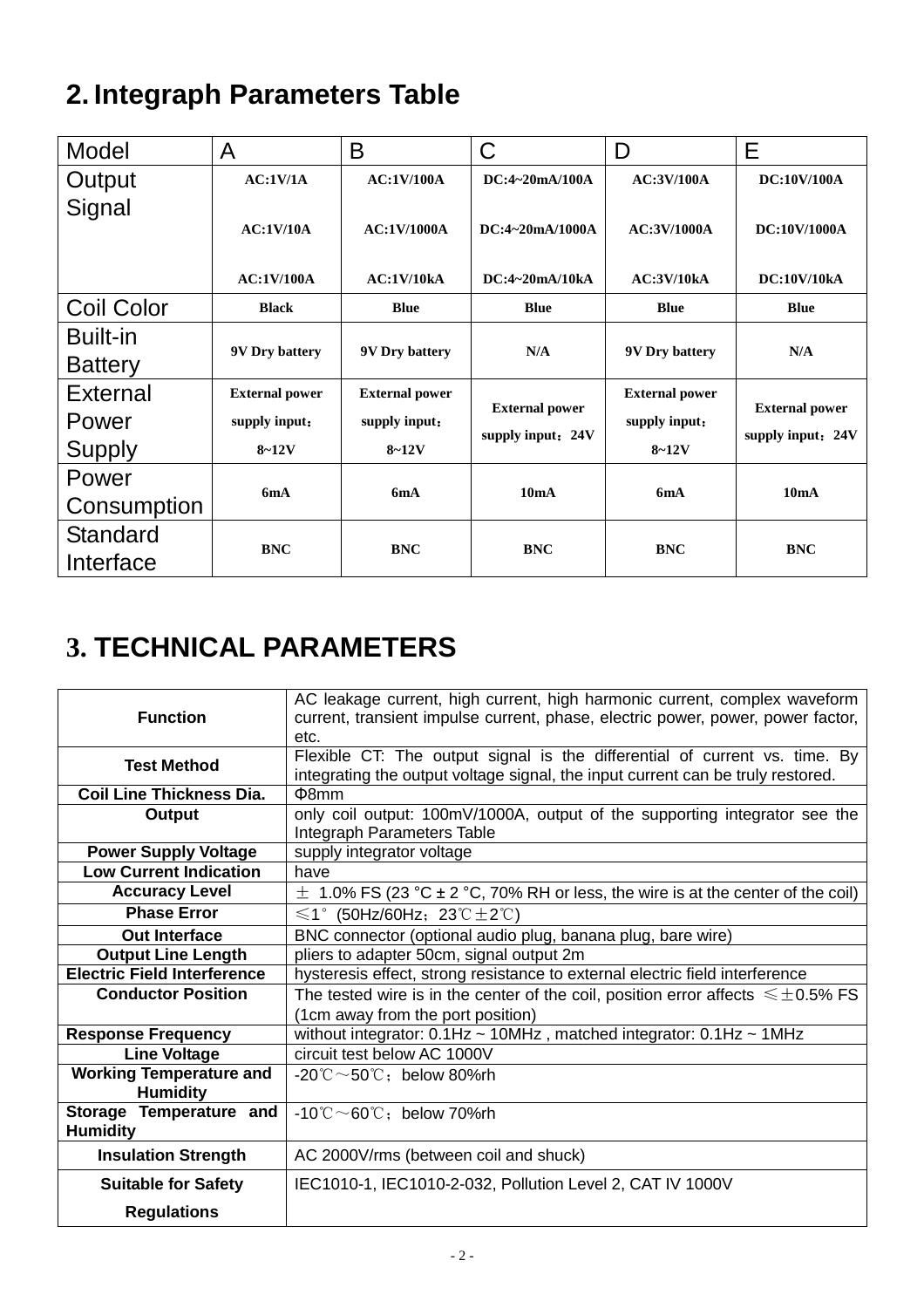## 2. Integraph Parameters Table

| Model | A | B | C | D | E |
|---|---|---|---|---|---|
| Output Signal | AC:1V/1A<br>AC:1V/10A<br>AC:1V/100A | AC:1V/100A<br>AC:1V/1000A<br>AC:1V/10kA | DC:4~20mA/100A<br>DC:4~20mA/1000A<br>DC:4~20mA/10kA | AC:3V/100A<br>AC:3V/1000A<br>AC:3V/10kA | DC:10V/100A<br>DC:10V/1000A<br>DC:10V/10kA |
| Coil Color | Black | Blue | Blue | Blue | Blue |
| Built-in Battery | 9V Dry battery | 9V Dry battery | N/A | 9V Dry battery | N/A |
| External Power Supply | External power supply input：8~12V | External power supply input：8~12V | External power supply input：24V | External power supply input：8~12V | External power supply input：24V |
| Power Consumption | 6mA | 6mA | 10mA | 6mA | 10mA |
| Standard Interface | BNC | BNC | BNC | BNC | BNC |

## 3. TECHNICAL PARAMETERS

| | |
|---|---|
| **Function** | AC leakage current, high current, high harmonic current, complex waveform current, transient impulse current, phase, electric power, power, power factor, etc. |
| **Test Method** | Flexible CT: The output signal is the differential of current vs. time. By integrating the output voltage signal, the input current can be truly restored. |
| **Coil Line Thickness Dia.** | Φ8mm |
| **Output** | only coil output: 100mV/1000A, output of the supporting integrator see the Integraph Parameters Table |
| **Power Supply Voltage** | supply integrator voltage |
| **Low Current Indication** | have |
| **Accuracy Level** | ± 1.0% FS (23 °C ± 2 °C, 70% RH or less, the wire is at the center of the coil) |
| **Phase Error** | ≤1° (50Hz/60Hz；23℃±2℃) |
| **Out Interface** | BNC connector (optional audio plug, banana plug, bare wire) |
| **Output Line Length** | pliers to adapter 50cm, signal output 2m |
| **Electric Field Interference** | hysteresis effect, strong resistance to external electric field interference |
| **Conductor Position** | The tested wire is in the center of the coil, position error affects ≤±0.5% FS (1cm away from the port position) |
| **Response Frequency** | without integrator: 0.1Hz ~ 10MHz , matched integrator: 0.1Hz ~ 1MHz |
| **Line Voltage** | circuit test below AC 1000V |
| **Working Temperature and Humidity** | -20℃～50℃；below 80%rh |
| **Storage Temperature and Humidity** | -10℃～60℃；below 70%rh |
| **Insulation Strength** | AC 2000V/rms (between coil and shuck) |
| **Suitable for Safety Regulations** | IEC1010-1, IEC1010-2-032, Pollution Level 2, CAT IV 1000V |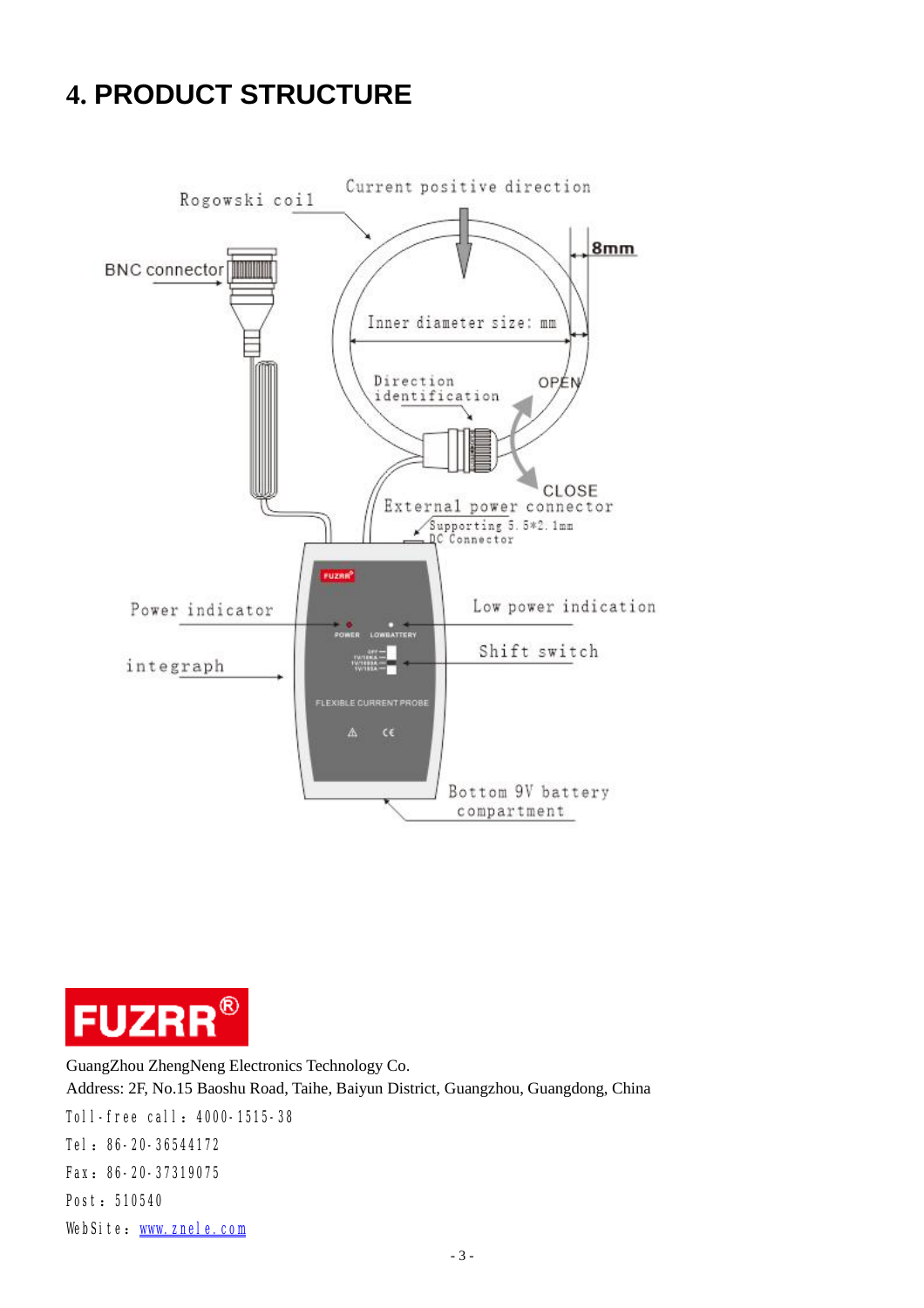# 4. PRODUCT STRUCTURE

Rogowski coil

Current positive direction

BNC connector

8mm

Inner diameter size: mm

Direction identification

OPEN

CLOSE

External power connector

Supporting 5.5*2.1mm DC Connector

Power indicator

Low power indication

integraph

Shift switch

Bottom 9V battery compartment

FUZRR®

GuangZhou ZhengNeng Electronics Technology Co.

Address: 2F, No.15 Baoshu Road, Taihe, Baiyun District, Guangzhou, Guangdong, China

Toll-free call：4000-1515-38

Tel：86-20-36544172

Fax：86-20-37319075

Post：510540

WebSite：www.znele.com